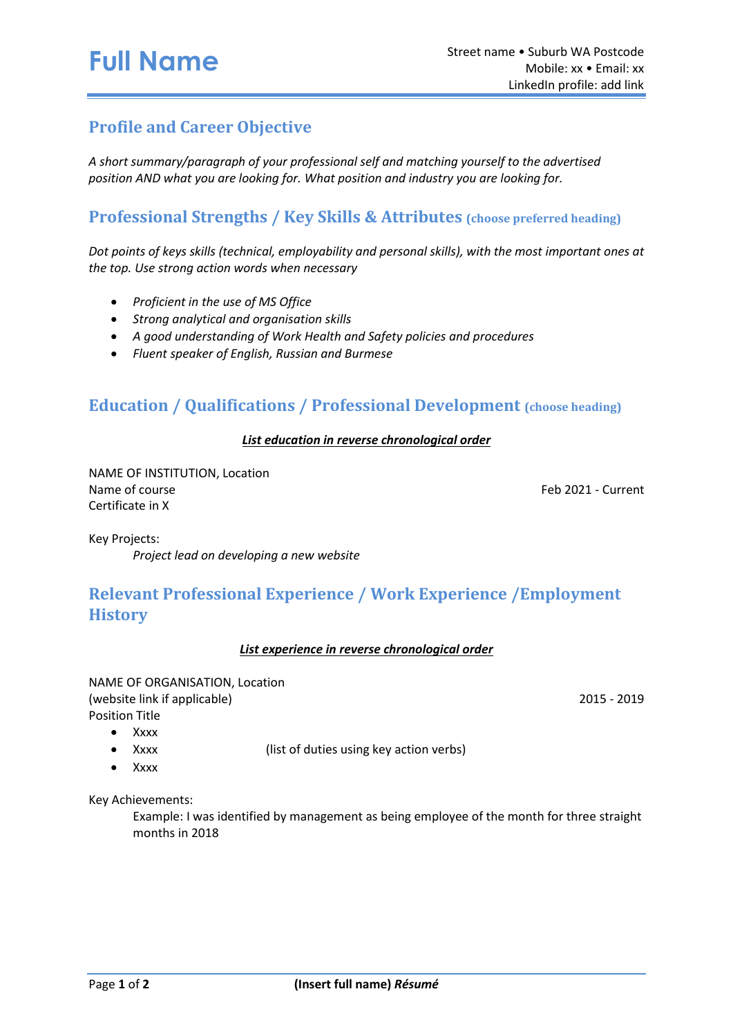# Full Name

Street name • Suburb WA Postcode
Mobile: xx • Email: xx
LinkedIn profile: add link

## Profile and Career Objective

*A short summary/paragraph of your professional self and matching yourself to the advertised position AND what you are looking for. What position and industry you are looking for.*

## Professional Strengths / Key Skills & Attributes (choose preferred heading)

*Dot points of keys skills (technical, employability and personal skills), with the most important ones at the top. Use strong action words when necessary*

- *Proficient in the use of MS Office*
- *Strong analytical and organisation skills*
- *A good understanding of Work Health and Safety policies and procedures*
- *Fluent speaker of English, Russian and Burmese*

## Education / Qualifications / Professional Development (choose heading)

***List education in reverse chronological order***

NAME OF INSTITUTION, Location
Name of course — Feb 2021 - Current
Certificate in X

Key Projects:

*Project lead on developing a new website*

## Relevant Professional Experience / Work Experience /Employment History

***List experience in reverse chronological order***

NAME OF ORGANISATION, Location
(website link if applicable) — 2015 - 2019
Position Title

- Xxxx
- Xxxx (list of duties using key action verbs)
- Xxxx

Key Achievements:

Example: I was identified by management as being employee of the month for three straight months in 2018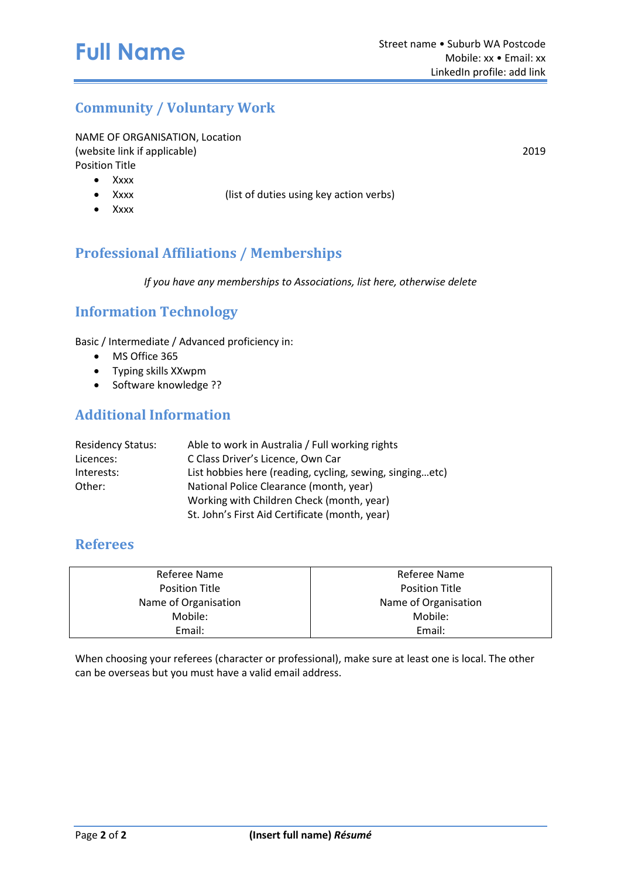# Full Name

Street name • Suburb WA Postcode
Mobile: xx • Email: xx
LinkedIn profile: add link

## Community / Voluntary Work

NAME OF ORGANISATION, Location
(website link if applicable) 2019
Position Title

- Xxxx
- Xxxx (list of duties using key action verbs)
- Xxxx

## Professional Affiliations / Memberships

*If you have any memberships to Associations, list here, otherwise delete*

## Information Technology

Basic / Intermediate / Advanced proficiency in:

- MS Office 365
- Typing skills XXwpm
- Software knowledge ??

## Additional Information

| | |
|---|---|
| Residency Status: | Able to work in Australia / Full working rights |
| Licences: | C Class Driver's Licence, Own Car |
| Interests: | List hobbies here (reading, cycling, sewing, singing…etc) |
| Other: | National Police Clearance (month, year)<br>Working with Children Check (month, year)<br>St. John's First Aid Certificate (month, year) |

## Referees

| | |
|---|---|
| Referee Name<br>Position Title<br>Name of Organisation<br>Mobile:<br>Email: | Referee Name<br>Position Title<br>Name of Organisation<br>Mobile:<br>Email: |

When choosing your referees (character or professional), make sure at least one is local. The other can be overseas but you must have a valid email address.